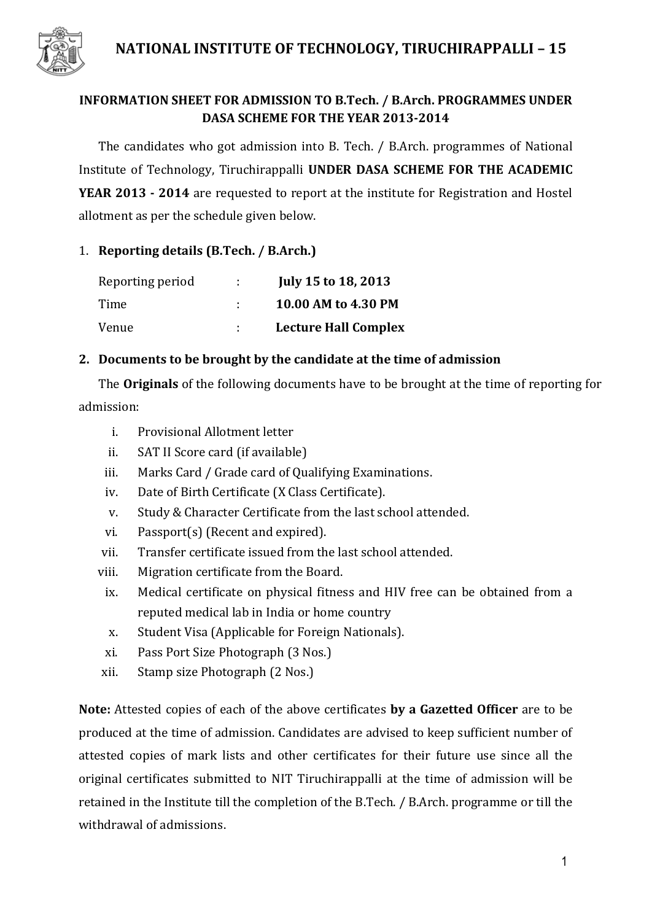# NATIONAL INSTITUTE OF TECHNOLOGY, TIRUCHIRAPPALLI – 15

## INFORMATION SHEET FOR ADMISSION TO B.Tech. / B.Arch. PROGRAMMES UNDER DASA SCHEME FOR THE YEAR 2013-2014

The candidates who got admission into B. Tech. / B.Arch. programmes of National Institute of Technology, Tiruchirappalli **UNDER DASA SCHEME FOR THE ACADEMIC YEAR 2013 - 2014** are requested to report at the institute for Registration and Hostel allotment as per the schedule given below.

1. **Reporting details (B.Tech. / B.Arch.)**

| | | |
|---|---|---|
| Reporting period | : | **July 15 to 18, 2013** |
| Time | : | **10.00 AM to 4.30 PM** |
| Venue | : | **Lecture Hall Complex** |

2. **Documents to be brought by the candidate at the time of admission**

The **Originals** of the following documents have to be brought at the time of reporting for admission:

i. Provisional Allotment letter
ii. SAT II Score card (if available)
iii. Marks Card / Grade card of Qualifying Examinations.
iv. Date of Birth Certificate (X Class Certificate).
v. Study & Character Certificate from the last school attended.
vi. Passport(s) (Recent and expired).
vii. Transfer certificate issued from the last school attended.
viii. Migration certificate from the Board.
ix. Medical certificate on physical fitness and HIV free can be obtained from a reputed medical lab in India or home country
x. Student Visa (Applicable for Foreign Nationals).
xi. Pass Port Size Photograph (3 Nos.)
xii. Stamp size Photograph (2 Nos.)

**Note:** Attested copies of each of the above certificates **by a Gazetted Officer** are to be produced at the time of admission. Candidates are advised to keep sufficient number of attested copies of mark lists and other certificates for their future use since all the original certificates submitted to NIT Tiruchirappalli at the time of admission will be retained in the Institute till the completion of the B.Tech. / B.Arch. programme or till the withdrawal of admissions.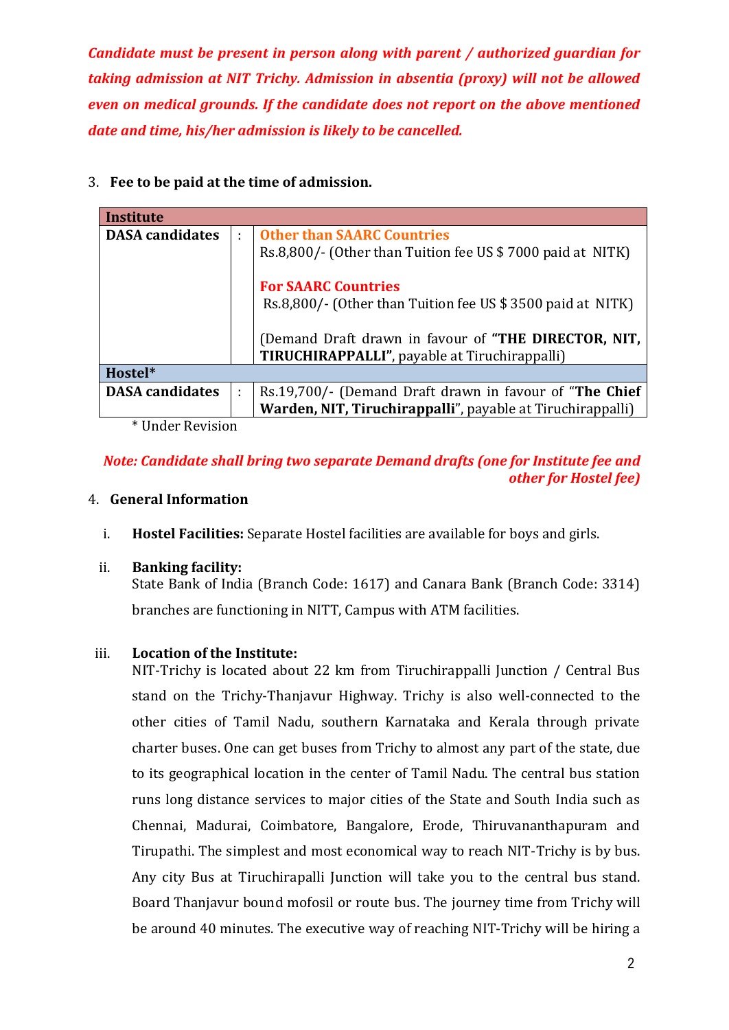***Candidate must be present in person along with parent / authorized guardian for taking admission at NIT Trichy. Admission in absentia (proxy) will not be allowed even on medical grounds. If the candidate does not report on the above mentioned date and time, his/her admission is likely to be cancelled.***

3. **Fee to be paid at the time of admission.**

| | | |
|---|---|---|
| **Institute** | | |
| **DASA candidates** | : | **Other than SAARC Countries**<br>Rs.8,800/- (Other than Tuition fee US $ 7000 paid at NITK)<br><br>**For SAARC Countries**<br>Rs.8,800/- (Other than Tuition fee US $ 3500 paid at NITK)<br><br>(Demand Draft drawn in favour of **"THE DIRECTOR, NIT, TIRUCHIRAPPALLI"**, payable at Tiruchirappalli) |
| **Hostel*** | | |
| **DASA candidates** | : | Rs.19,700/- (Demand Draft drawn in favour of "**The Chief Warden, NIT, Tiruchirappalli**", payable at Tiruchirappalli) |

* Under Revision

***Note: Candidate shall bring two separate Demand drafts (one for Institute fee and other for Hostel fee)***

4. **General Information**

   i. **Hostel Facilities:** Separate Hostel facilities are available for boys and girls.

   ii. **Banking facility:**
   State Bank of India (Branch Code: 1617) and Canara Bank (Branch Code: 3314) branches are functioning in NITT, Campus with ATM facilities.

   iii. **Location of the Institute:**
   NIT-Trichy is located about 22 km from Tiruchirappalli Junction / Central Bus stand on the Trichy-Thanjavur Highway. Trichy is also well-connected to the other cities of Tamil Nadu, southern Karnataka and Kerala through private charter buses. One can get buses from Trichy to almost any part of the state, due to its geographical location in the center of Tamil Nadu. The central bus station runs long distance services to major cities of the State and South India such as Chennai, Madurai, Coimbatore, Bangalore, Erode, Thiruvananthapuram and Tirupathi. The simplest and most economical way to reach NIT-Trichy is by bus. Any city Bus at Tiruchirapalli Junction will take you to the central bus stand. Board Thanjavur bound mofosil or route bus. The journey time from Trichy will be around 40 minutes. The executive way of reaching NIT-Trichy will be hiring a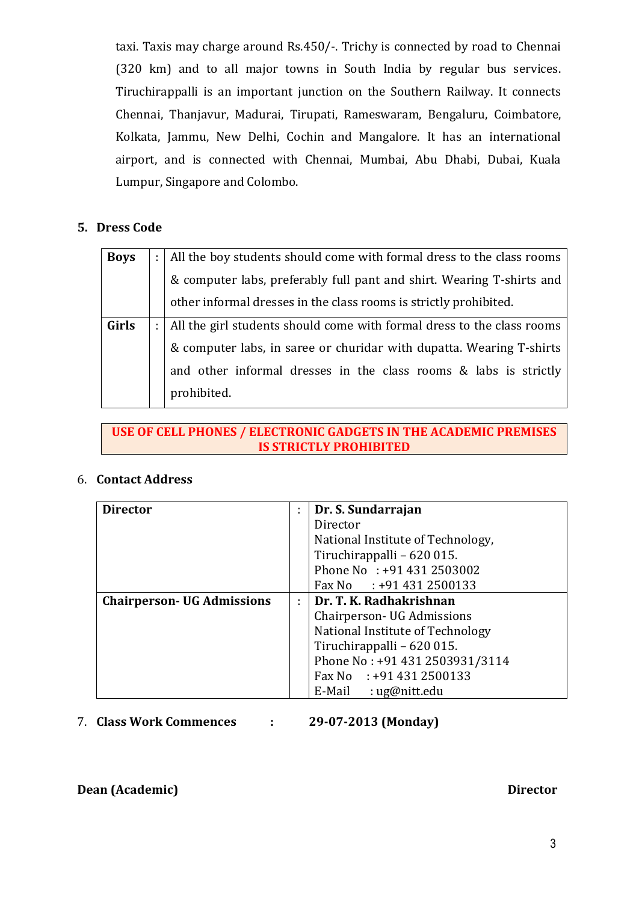taxi. Taxis may charge around Rs.450/-. Trichy is connected by road to Chennai (320 km) and to all major towns in South India by regular bus services. Tiruchirappalli is an important junction on the Southern Railway. It connects Chennai, Thanjavur, Madurai, Tirupati, Rameswaram, Bengaluru, Coimbatore, Kolkata, Jammu, New Delhi, Cochin and Mangalore. It has an international airport, and is connected with Chennai, Mumbai, Abu Dhabi, Dubai, Kuala Lumpur, Singapore and Colombo.

5. **Dress Code**

| | | |
|---|---|---|
| **Boys** | : | All the boy students should come with formal dress to the class rooms & computer labs, preferably full pant and shirt. Wearing T-shirts and other informal dresses in the class rooms is strictly prohibited. |
| **Girls** | : | All the girl students should come with formal dress to the class rooms & computer labs, in saree or churidar with dupatta. Wearing T-shirts and other informal dresses in the class rooms & labs is strictly prohibited. |

**USE OF CELL PHONES / ELECTRONIC GADGETS IN THE ACADEMIC PREMISES IS STRICTLY PROHIBITED**

6. **Contact Address**

| | | |
|---|---|---|
| **Director** | : | **Dr. S. Sundarrajan**<br>Director<br>National Institute of Technology,<br>Tiruchirappalli – 620 015.<br>Phone No : +91 431 2503002<br>Fax No : +91 431 2500133 |
| **Chairperson- UG Admissions** | : | **Dr. T. K. Radhakrishnan**<br>Chairperson- UG Admissions<br>National Institute of Technology<br>Tiruchirappalli – 620 015.<br>Phone No : +91 431 2503931/3114<br>Fax No : +91 431 2500133<br>E-Mail : ug@nitt.edu |

7. **Class Work Commences : 29-07-2013 (Monday)**

**Dean (Academic)** **Director**